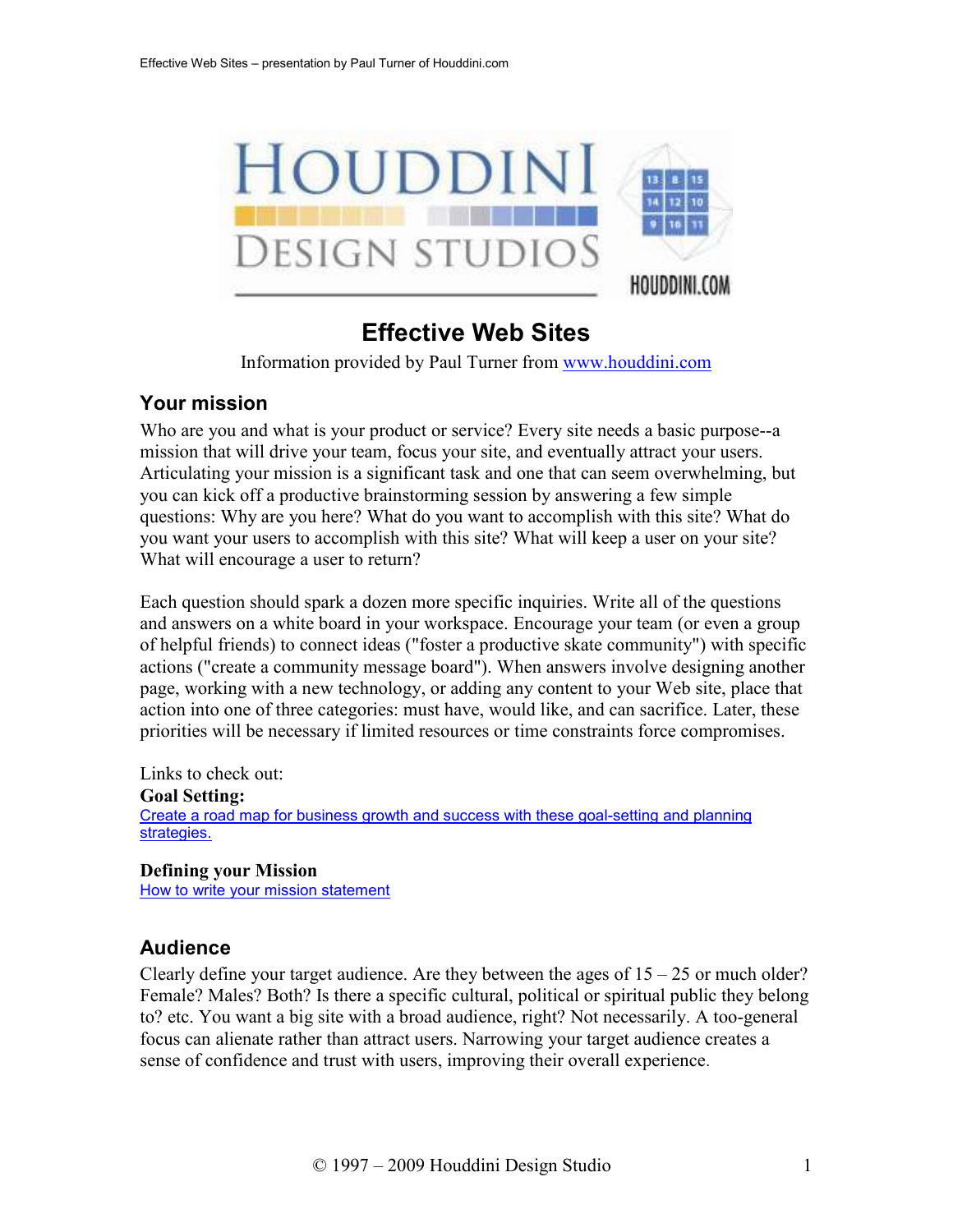# Effective Web Sites

Information provided by Paul Turner from [www.houddini.com](http://www.houddini.com)

## Your mission

Who are you and what is your product or service? Every site needs a basic purpose--a mission that will drive your team, focus your site, and eventually attract your users. Articulating your mission is a significant task and one that can seem overwhelming, but you can kick off a productive brainstorming session by answering a few simple questions: Why are you here? What do you want to accomplish with this site? What do you want your users to accomplish with this site? What will keep a user on your site? What will encourage a user to return?

Each question should spark a dozen more specific inquiries. Write all of the questions and answers on a white board in your workspace. Encourage your team (or even a group of helpful friends) to connect ideas ("foster a productive skate community") with specific actions ("create a community message board"). When answers involve designing another page, working with a new technology, or adding any content to your Web site, place that action into one of three categories: must have, would like, and can sacrifice. Later, these priorities will be necessary if limited resources or time constraints force compromises.

Links to check out:

**Goal Setting:**
Create a road map for business growth and success with these goal-setting and planning strategies.

**Defining your Mission**
How to write your mission statement

## Audience

Clearly define your target audience. Are they between the ages of 15 – 25 or much older? Female? Males? Both? Is there a specific cultural, political or spiritual public they belong to? etc. You want a big site with a broad audience, right? Not necessarily. A too-general focus can alienate rather than attract users. Narrowing your target audience creates a sense of confidence and trust with users, improving their overall experience.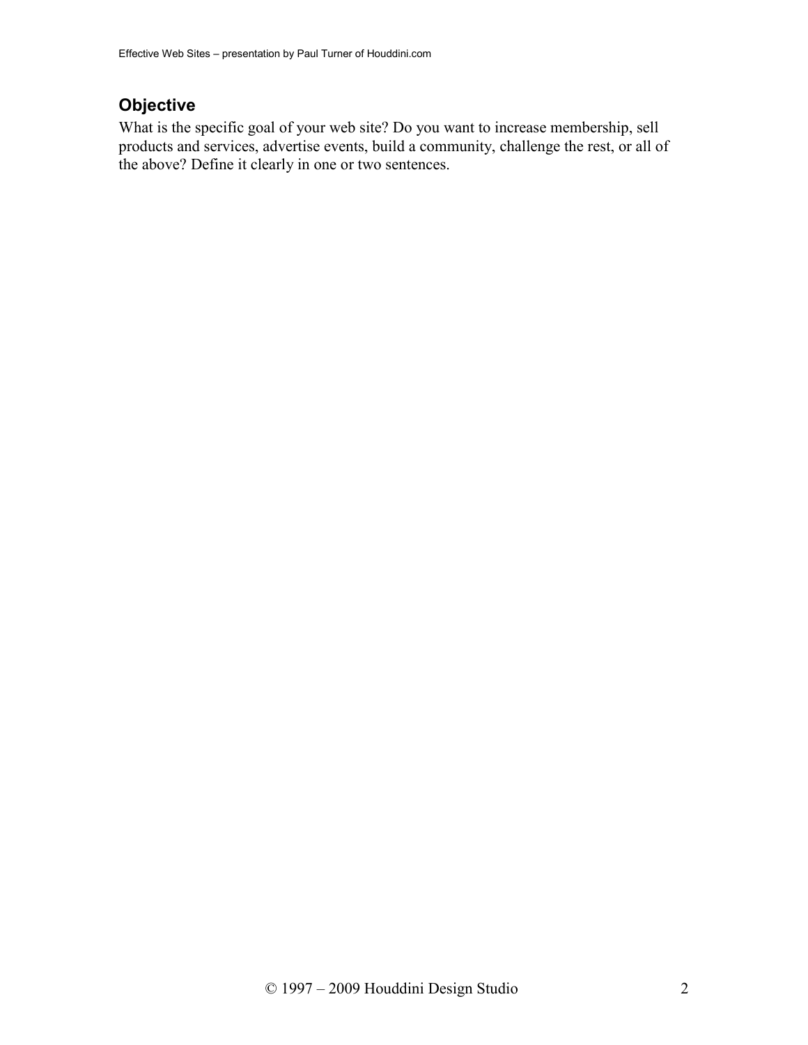## Objective

What is the specific goal of your web site? Do you want to increase membership, sell products and services, advertise events, build a community, challenge the rest, or all of the above? Define it clearly in one or two sentences.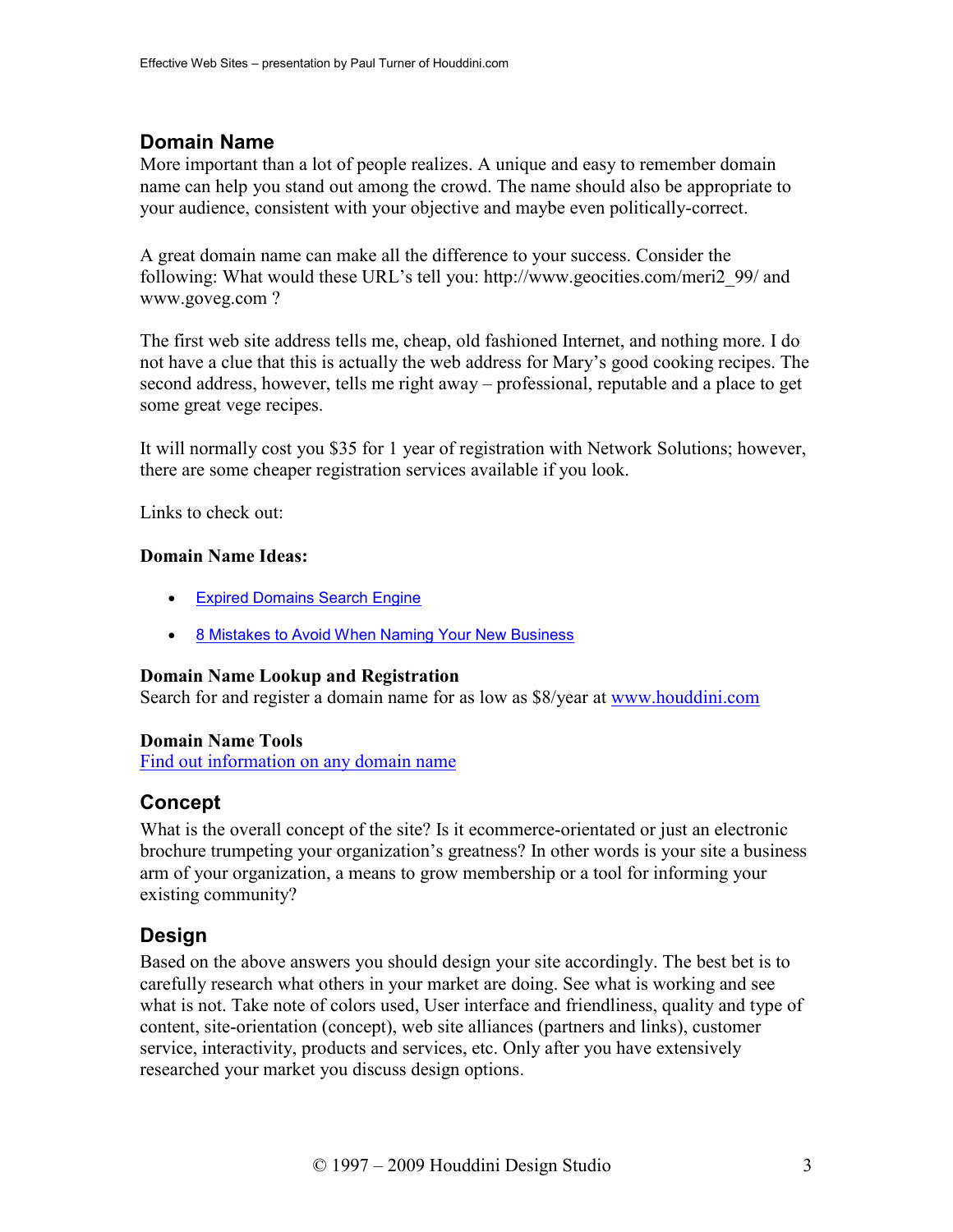## Domain Name

More important than a lot of people realizes. A unique and easy to remember domain name can help you stand out among the crowd. The name should also be appropriate to your audience, consistent with your objective and maybe even politically-correct.

A great domain name can make all the difference to your success. Consider the following: What would these URL's tell you: http://www.geocities.com/meri2_99/ and www.goveg.com ?

The first web site address tells me, cheap, old fashioned Internet, and nothing more. I do not have a clue that this is actually the web address for Mary's good cooking recipes. The second address, however, tells me right away – professional, reputable and a place to get some great vege recipes.

It will normally cost you $35 for 1 year of registration with Network Solutions; however, there are some cheaper registration services available if you look.

Links to check out:

**Domain Name Ideas:**

- Expired Domains Search Engine
- 8 Mistakes to Avoid When Naming Your New Business

**Domain Name Lookup and Registration**
Search for and register a domain name for as low as $8/year at www.houddini.com

**Domain Name Tools**
Find out information on any domain name

## Concept

What is the overall concept of the site? Is it ecommerce-orientated or just an electronic brochure trumpeting your organization's greatness? In other words is your site a business arm of your organization, a means to grow membership or a tool for informing your existing community?

## Design

Based on the above answers you should design your site accordingly. The best bet is to carefully research what others in your market are doing. See what is working and see what is not. Take note of colors used, User interface and friendliness, quality and type of content, site-orientation (concept), web site alliances (partners and links), customer service, interactivity, products and services, etc. Only after you have extensively researched your market you discuss design options.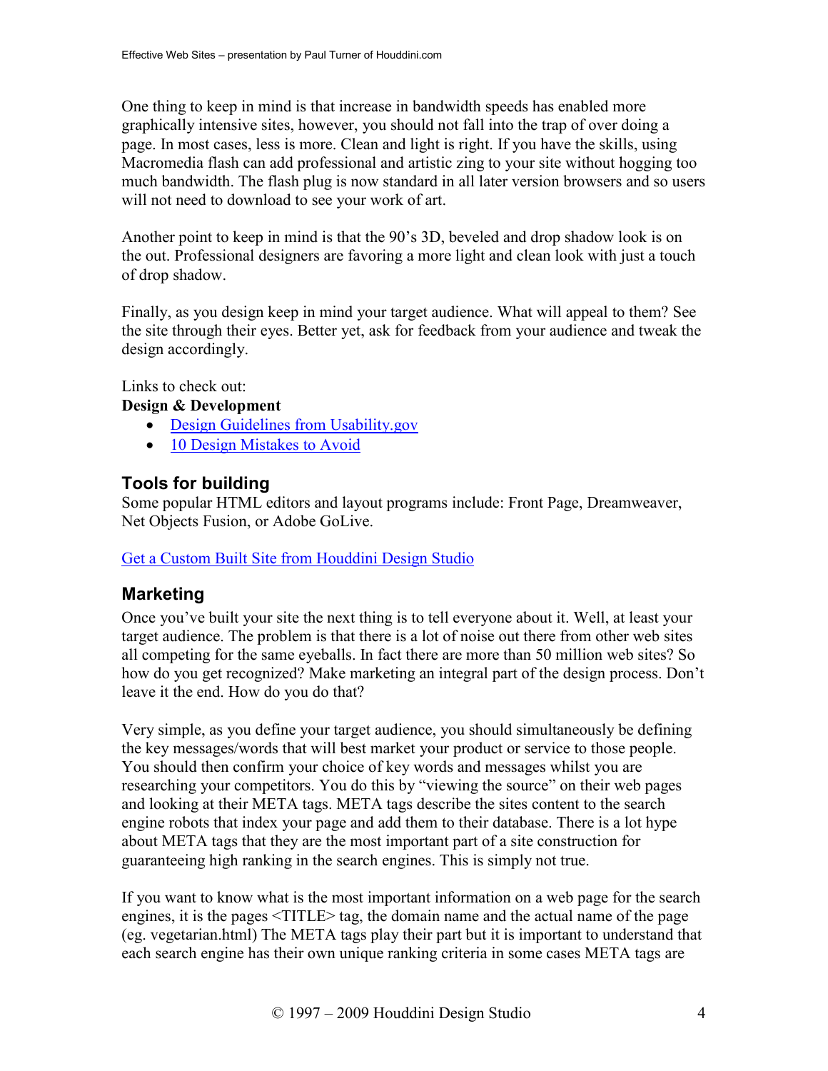One thing to keep in mind is that increase in bandwidth speeds has enabled more graphically intensive sites, however, you should not fall into the trap of over doing a page. In most cases, less is more. Clean and light is right. If you have the skills, using Macromedia flash can add professional and artistic zing to your site without hogging too much bandwidth. The flash plug is now standard in all later version browsers and so users will not need to download to see your work of art.

Another point to keep in mind is that the 90's 3D, beveled and drop shadow look is on the out. Professional designers are favoring a more light and clean look with just a touch of drop shadow.

Finally, as you design keep in mind your target audience. What will appeal to them? See the site through their eyes. Better yet, ask for feedback from your audience and tweak the design accordingly.

Links to check out:

**Design & Development**

- Design Guidelines from Usability.gov
- 10 Design Mistakes to Avoid

## Tools for building

Some popular HTML editors and layout programs include: Front Page, Dreamweaver, Net Objects Fusion, or Adobe GoLive.

Get a Custom Built Site from Houddini Design Studio

## Marketing

Once you've built your site the next thing is to tell everyone about it. Well, at least your target audience. The problem is that there is a lot of noise out there from other web sites all competing for the same eyeballs. In fact there are more than 50 million web sites? So how do you get recognized? Make marketing an integral part of the design process. Don't leave it the end. How do you do that?

Very simple, as you define your target audience, you should simultaneously be defining the key messages/words that will best market your product or service to those people. You should then confirm your choice of key words and messages whilst you are researching your competitors. You do this by "viewing the source" on their web pages and looking at their META tags. META tags describe the sites content to the search engine robots that index your page and add them to their database. There is a lot hype about META tags that they are the most important part of a site construction for guaranteeing high ranking in the search engines. This is simply not true.

If you want to know what is the most important information on a web page for the search engines, it is the pages <TITLE> tag, the domain name and the actual name of the page (eg. vegetarian.html) The META tags play their part but it is important to understand that each search engine has their own unique ranking criteria in some cases META tags are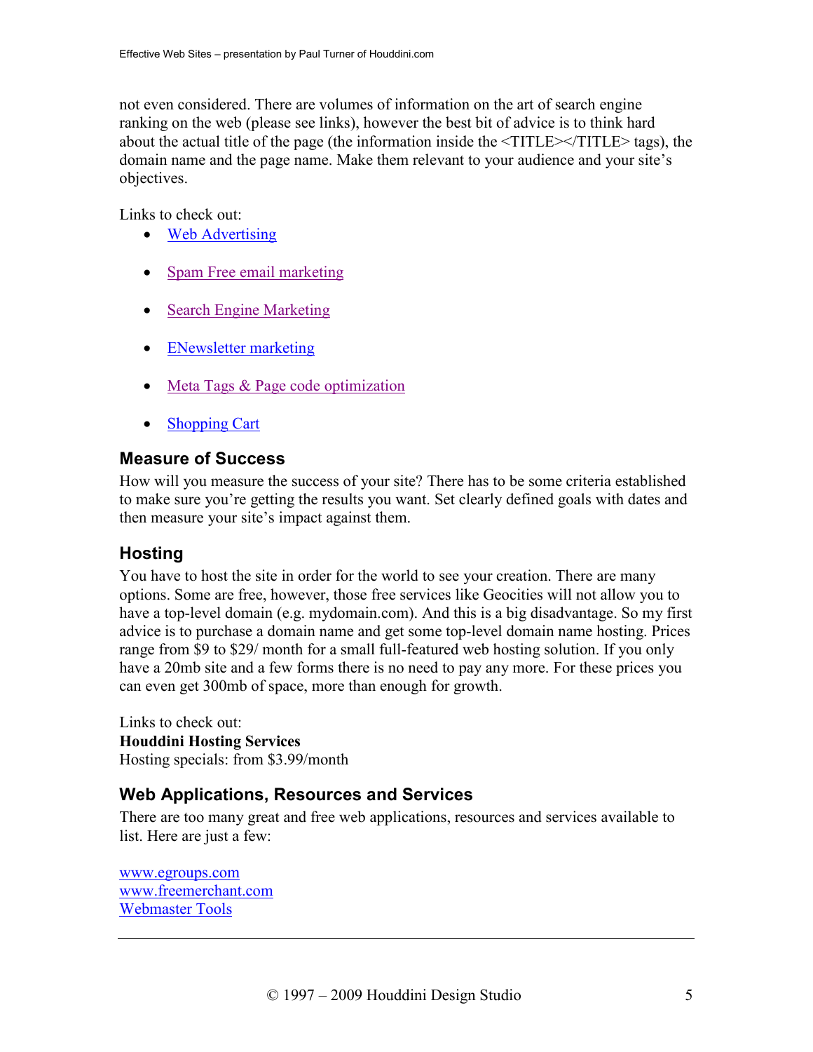not even considered. There are volumes of information on the art of search engine ranking on the web (please see links), however the best bit of advice is to think hard about the actual title of the page (the information inside the <TITLE></TITLE> tags), the domain name and the page name. Make them relevant to your audience and your site's objectives.

Links to check out:

- Web Advertising
- Spam Free email marketing
- Search Engine Marketing
- ENewsletter marketing
- Meta Tags & Page code optimization
- Shopping Cart

## Measure of Success

How will you measure the success of your site? There has to be some criteria established to make sure you're getting the results you want. Set clearly defined goals with dates and then measure your site's impact against them.

## Hosting

You have to host the site in order for the world to see your creation. There are many options. Some are free, however, those free services like Geocities will not allow you to have a top-level domain (e.g. mydomain.com). And this is a big disadvantage. So my first advice is to purchase a domain name and get some top-level domain name hosting. Prices range from $9 to $29/ month for a small full-featured web hosting solution. If you only have a 20mb site and a few forms there is no need to pay any more. For these prices you can even get 300mb of space, more than enough for growth.

Links to check out:
**Houddini Hosting Services**
Hosting specials: from $3.99/month

## Web Applications, Resources and Services

There are too many great and free web applications, resources and services available to list. Here are just a few:

www.egroups.com
www.freemerchant.com
Webmaster Tools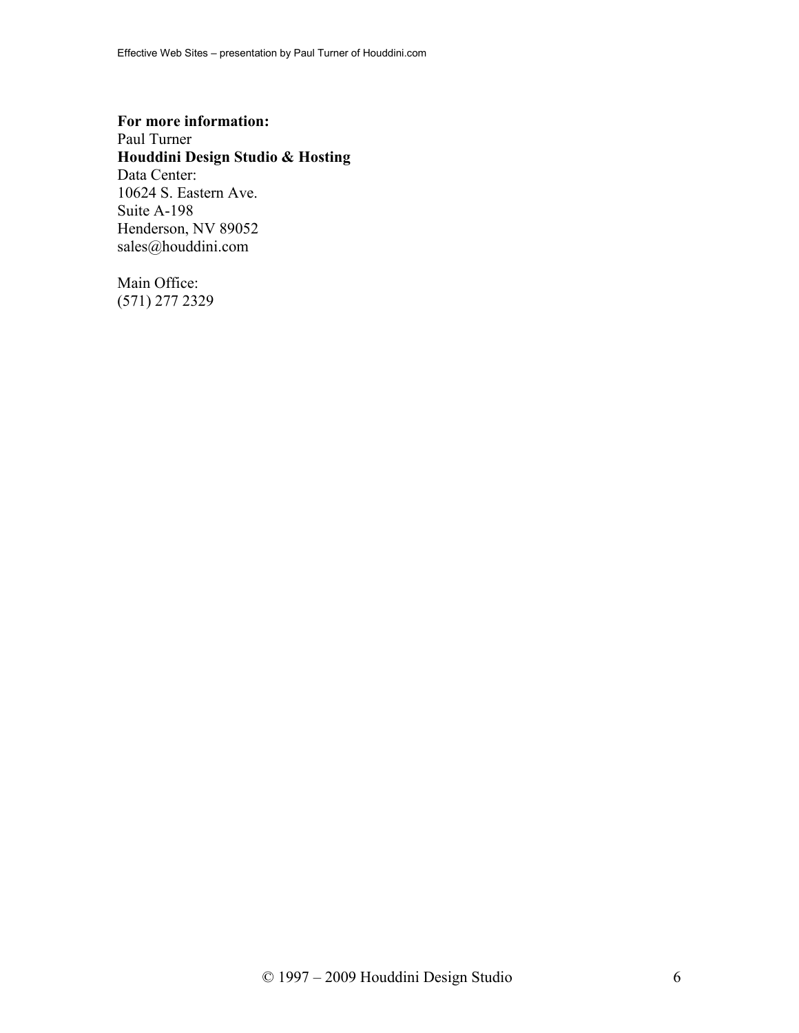**For more information:**
Paul Turner
**Houddini Design Studio & Hosting**
Data Center:
10624 S. Eastern Ave.
Suite A-198
Henderson, NV 89052
sales@houddini.com

Main Office:
(571) 277 2329